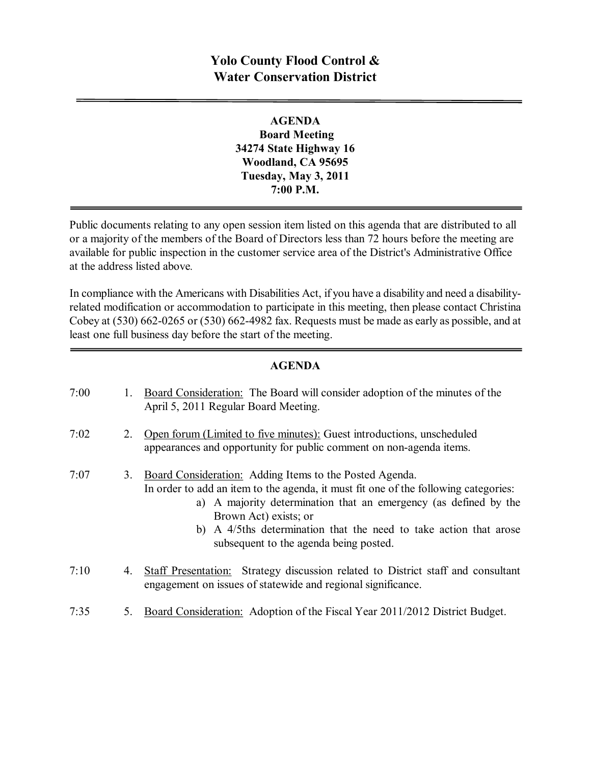# Yolo County Flood Control & Water Conservation District

**AGENDA**
**Board Meeting**
**34274 State Highway 16**
**Woodland, CA 95695**
**Tuesday, May 3, 2011**
**7:00 P.M.**

Public documents relating to any open session item listed on this agenda that are distributed to all or a majority of the members of the Board of Directors less than 72 hours before the meeting are available for public inspection in the customer service area of the District's Administrative Office at the address listed above.

In compliance with the Americans with Disabilities Act, if you have a disability and need a disability-related modification or accommodation to participate in this meeting, then please contact Christina Cobey at (530) 662-0265 or (530) 662-4982 fax. Requests must be made as early as possible, and at least one full business day before the start of the meeting.

## AGENDA

7:00 1. Board Consideration: The Board will consider adoption of the minutes of the April 5, 2011 Regular Board Meeting.

7:02 2. Open forum (Limited to five minutes): Guest introductions, unscheduled appearances and opportunity for public comment on non-agenda items.

7:07 3. Board Consideration: Adding Items to the Posted Agenda.
In order to add an item to the agenda, it must fit one of the following categories:
   a) A majority determination that an emergency (as defined by the Brown Act) exists; or
   b) A 4/5ths determination that the need to take action that arose subsequent to the agenda being posted.

7:10 4. Staff Presentation: Strategy discussion related to District staff and consultant engagement on issues of statewide and regional significance.

7:35 5. Board Consideration: Adoption of the Fiscal Year 2011/2012 District Budget.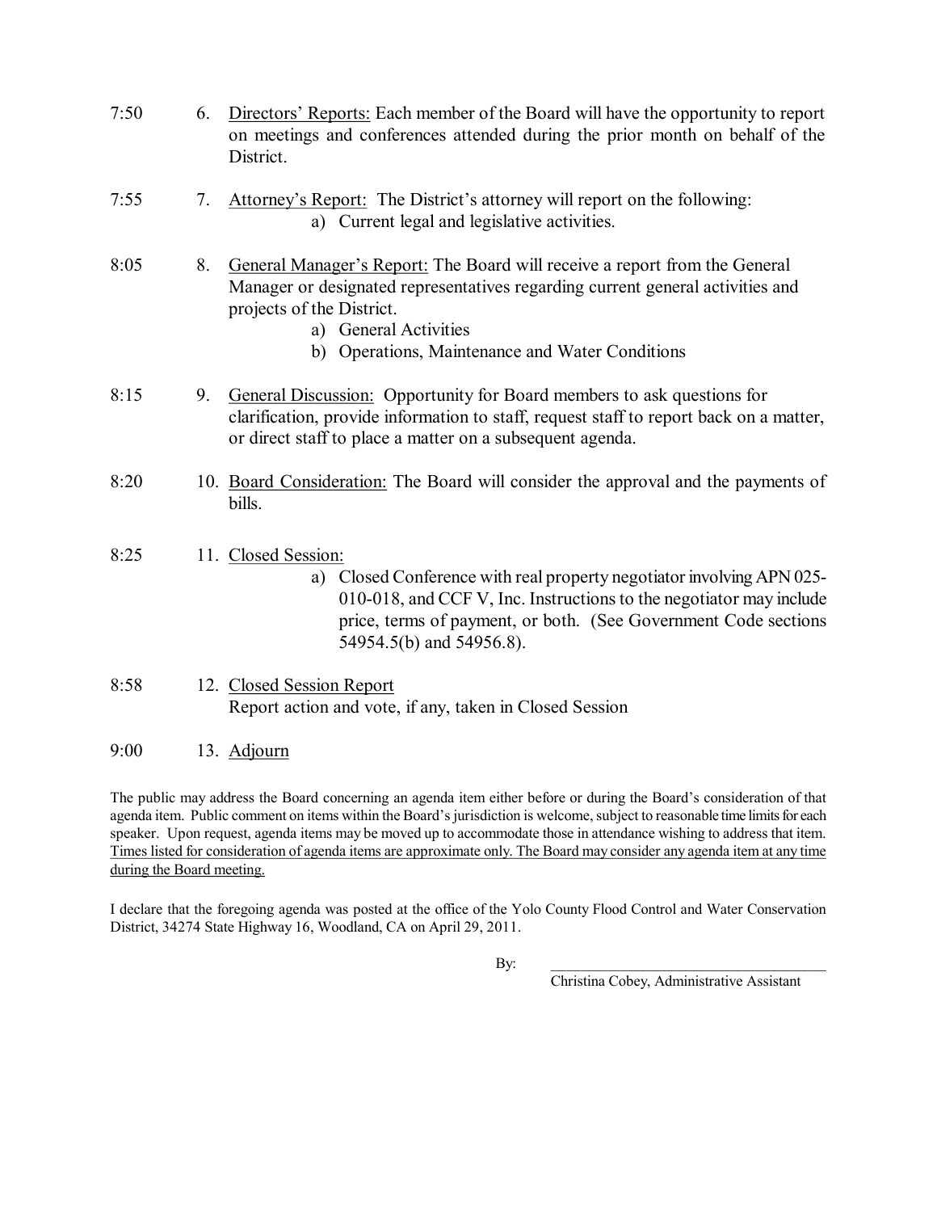7:50 6. <u>Directors' Reports:</u> Each member of the Board will have the opportunity to report on meetings and conferences attended during the prior month on behalf of the District.

7:55 7. <u>Attorney's Report:</u> The District's attorney will report on the following:

a) Current legal and legislative activities.

8:05 8. <u>General Manager's Report:</u> The Board will receive a report from the General Manager or designated representatives regarding current general activities and projects of the District.

a) General Activities
b) Operations, Maintenance and Water Conditions

8:15 9. <u>General Discussion:</u> Opportunity for Board members to ask questions for clarification, provide information to staff, request staff to report back on a matter, or direct staff to place a matter on a subsequent agenda.

8:20 10. <u>Board Consideration:</u> The Board will consider the approval and the payments of bills.

8:25 11. <u>Closed Session:</u>

a) Closed Conference with real property negotiator involving APN 025-010-018, and CCF V, Inc. Instructions to the negotiator may include price, terms of payment, or both. (See Government Code sections 54954.5(b) and 54956.8).

8:58 12. <u>Closed Session Report</u>
Report action and vote, if any, taken in Closed Session

9:00 13. <u>Adjourn</u>

The public may address the Board concerning an agenda item either before or during the Board's consideration of that agenda item. Public comment on items within the Board's jurisdiction is welcome, subject to reasonable time limits for each speaker. Upon request, agenda items may be moved up to accommodate those in attendance wishing to address that item. <u>Times listed for consideration of agenda items are approximate only. The Board may consider any agenda item at any time during the Board meeting.</u>

I declare that the foregoing agenda was posted at the office of the Yolo County Flood Control and Water Conservation District, 34274 State Highway 16, Woodland, CA on April 29, 2011.

By: ______________________________
Christina Cobey, Administrative Assistant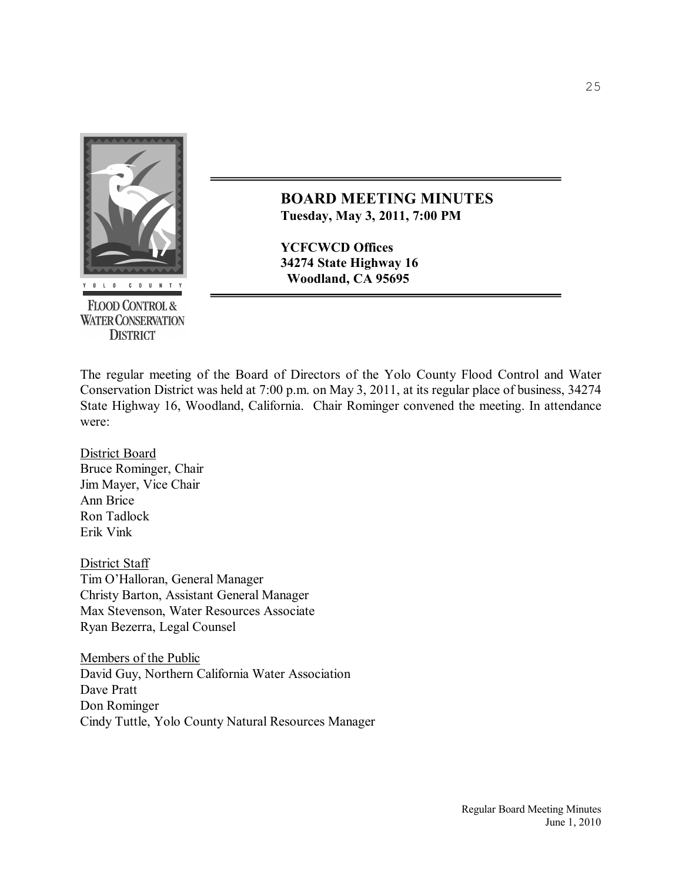YOLO COUNTY

FLOOD CONTROL &
WATER CONSERVATION
DISTRICT

# BOARD MEETING MINUTES

**Tuesday, May 3, 2011, 7:00 PM**

**YCFCWCD Offices**
**34274 State Highway 16**
**Woodland, CA 95695**

The regular meeting of the Board of Directors of the Yolo County Flood Control and Water Conservation District was held at 7:00 p.m. on May 3, 2011, at its regular place of business, 34274 State Highway 16, Woodland, California. Chair Rominger convened the meeting. In attendance were:

District Board
Bruce Rominger, Chair
Jim Mayer, Vice Chair
Ann Brice
Ron Tadlock
Erik Vink

District Staff
Tim O'Halloran, General Manager
Christy Barton, Assistant General Manager
Max Stevenson, Water Resources Associate
Ryan Bezerra, Legal Counsel

Members of the Public
David Guy, Northern California Water Association
Dave Pratt
Don Rominger
Cindy Tuttle, Yolo County Natural Resources Manager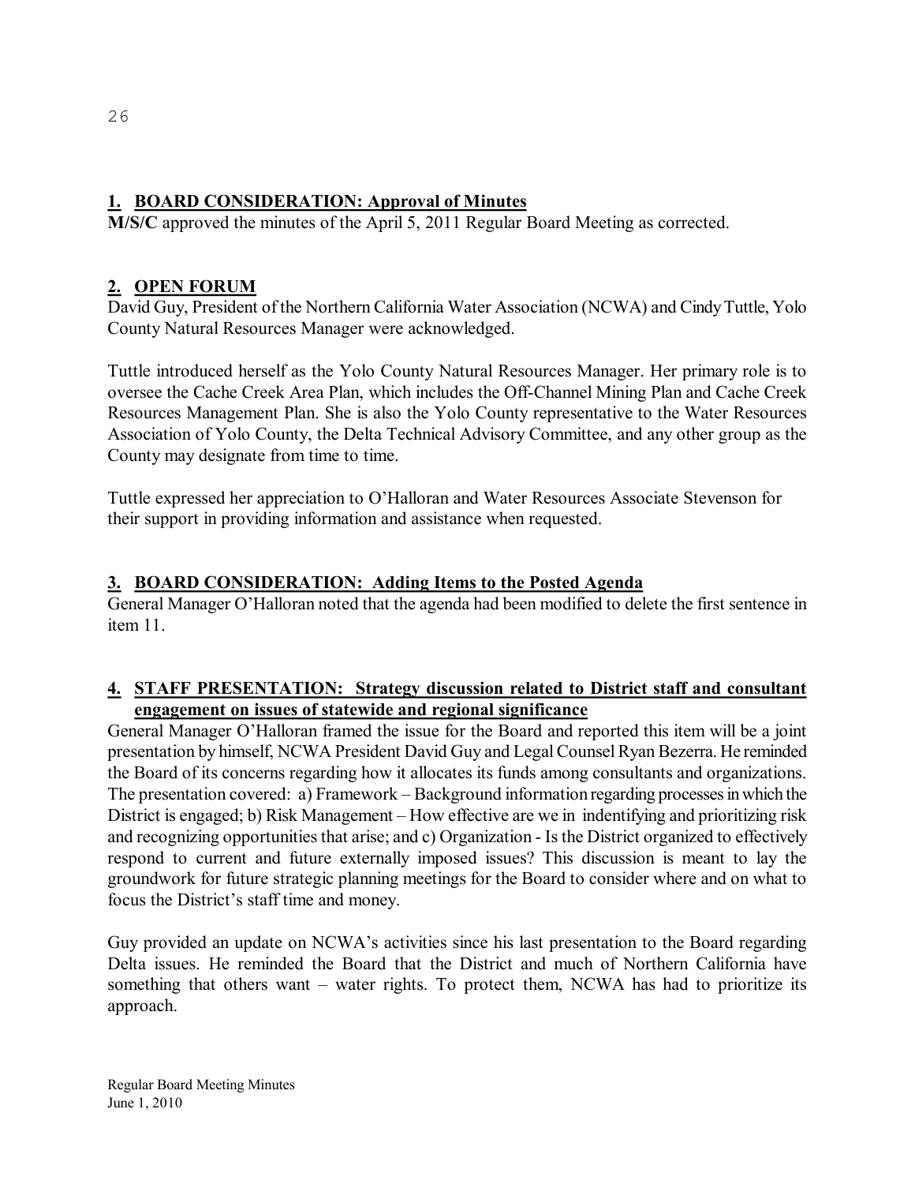## 1. BOARD CONSIDERATION: Approval of Minutes

**M/S/C** approved the minutes of the April 5, 2011 Regular Board Meeting as corrected.

## 2. OPEN FORUM

David Guy, President of the Northern California Water Association (NCWA) and Cindy Tuttle, Yolo County Natural Resources Manager were acknowledged.

Tuttle introduced herself as the Yolo County Natural Resources Manager. Her primary role is to oversee the Cache Creek Area Plan, which includes the Off-Channel Mining Plan and Cache Creek Resources Management Plan. She is also the Yolo County representative to the Water Resources Association of Yolo County, the Delta Technical Advisory Committee, and any other group as the County may designate from time to time.

Tuttle expressed her appreciation to O'Halloran and Water Resources Associate Stevenson for their support in providing information and assistance when requested.

## 3. BOARD CONSIDERATION: Adding Items to the Posted Agenda

General Manager O'Halloran noted that the agenda had been modified to delete the first sentence in item 11.

## 4. STAFF PRESENTATION: Strategy discussion related to District staff and consultant engagement on issues of statewide and regional significance

General Manager O'Halloran framed the issue for the Board and reported this item will be a joint presentation by himself, NCWA President David Guy and Legal Counsel Ryan Bezerra. He reminded the Board of its concerns regarding how it allocates its funds among consultants and organizations. The presentation covered: a) Framework – Background information regarding processes in which the District is engaged; b) Risk Management – How effective are we in indentifying and prioritizing risk and recognizing opportunities that arise; and c) Organization - Is the District organized to effectively respond to current and future externally imposed issues? This discussion is meant to lay the groundwork for future strategic planning meetings for the Board to consider where and on what to focus the District's staff time and money.

Guy provided an update on NCWA's activities since his last presentation to the Board regarding Delta issues. He reminded the Board that the District and much of Northern California have something that others want – water rights. To protect them, NCWA has had to prioritize its approach.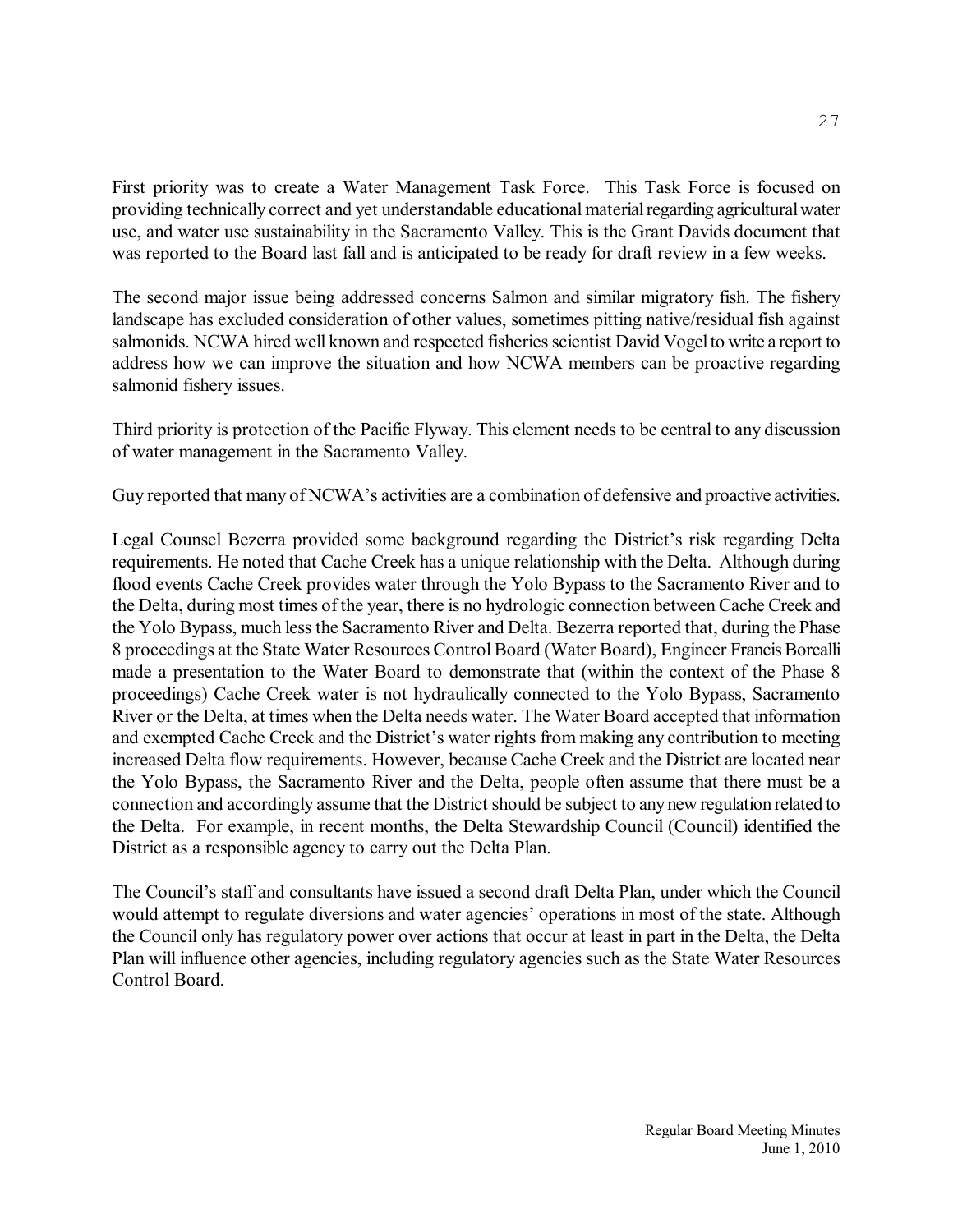First priority was to create a Water Management Task Force. This Task Force is focused on providing technically correct and yet understandable educational material regarding agricultural water use, and water use sustainability in the Sacramento Valley. This is the Grant Davids document that was reported to the Board last fall and is anticipated to be ready for draft review in a few weeks.

The second major issue being addressed concerns Salmon and similar migratory fish. The fishery landscape has excluded consideration of other values, sometimes pitting native/residual fish against salmonids. NCWA hired well known and respected fisheries scientist David Vogel to write a report to address how we can improve the situation and how NCWA members can be proactive regarding salmonid fishery issues.

Third priority is protection of the Pacific Flyway. This element needs to be central to any discussion of water management in the Sacramento Valley.

Guy reported that many of NCWA's activities are a combination of defensive and proactive activities.

Legal Counsel Bezerra provided some background regarding the District's risk regarding Delta requirements. He noted that Cache Creek has a unique relationship with the Delta. Although during flood events Cache Creek provides water through the Yolo Bypass to the Sacramento River and to the Delta, during most times of the year, there is no hydrologic connection between Cache Creek and the Yolo Bypass, much less the Sacramento River and Delta. Bezerra reported that, during the Phase 8 proceedings at the State Water Resources Control Board (Water Board), Engineer Francis Borcalli made a presentation to the Water Board to demonstrate that (within the context of the Phase 8 proceedings) Cache Creek water is not hydraulically connected to the Yolo Bypass, Sacramento River or the Delta, at times when the Delta needs water. The Water Board accepted that information and exempted Cache Creek and the District's water rights from making any contribution to meeting increased Delta flow requirements. However, because Cache Creek and the District are located near the Yolo Bypass, the Sacramento River and the Delta, people often assume that there must be a connection and accordingly assume that the District should be subject to any new regulation related to the Delta. For example, in recent months, the Delta Stewardship Council (Council) identified the District as a responsible agency to carry out the Delta Plan.

The Council's staff and consultants have issued a second draft Delta Plan, under which the Council would attempt to regulate diversions and water agencies' operations in most of the state. Although the Council only has regulatory power over actions that occur at least in part in the Delta, the Delta Plan will influence other agencies, including regulatory agencies such as the State Water Resources Control Board.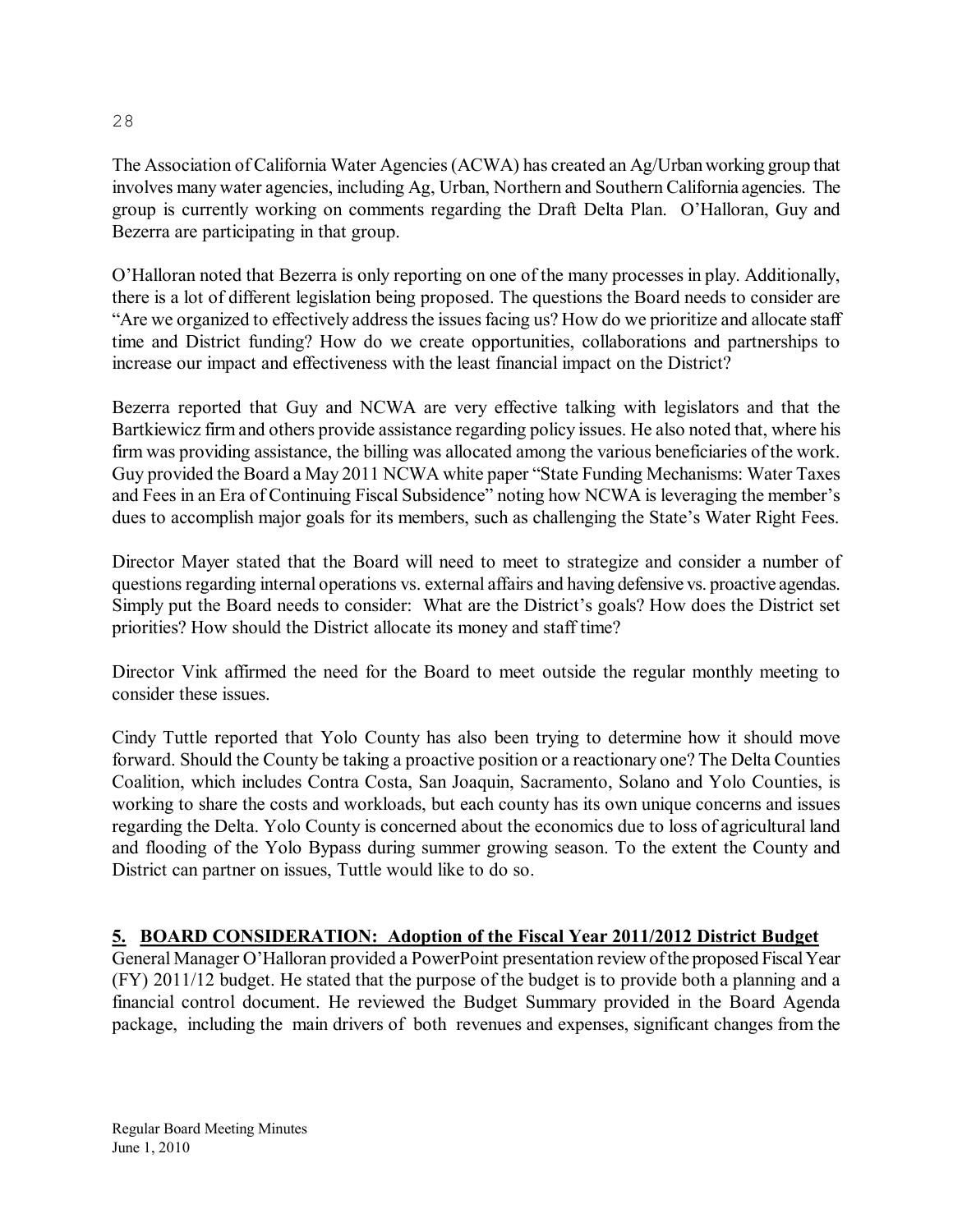The Association of California Water Agencies (ACWA) has created an Ag/Urban working group that involves many water agencies, including Ag, Urban, Northern and Southern California agencies. The group is currently working on comments regarding the Draft Delta Plan. O'Halloran, Guy and Bezerra are participating in that group.

O'Halloran noted that Bezerra is only reporting on one of the many processes in play. Additionally, there is a lot of different legislation being proposed. The questions the Board needs to consider are "Are we organized to effectively address the issues facing us? How do we prioritize and allocate staff time and District funding? How do we create opportunities, collaborations and partnerships to increase our impact and effectiveness with the least financial impact on the District?

Bezerra reported that Guy and NCWA are very effective talking with legislators and that the Bartkiewicz firm and others provide assistance regarding policy issues. He also noted that, where his firm was providing assistance, the billing was allocated among the various beneficiaries of the work. Guy provided the Board a May 2011 NCWA white paper "State Funding Mechanisms: Water Taxes and Fees in an Era of Continuing Fiscal Subsidence" noting how NCWA is leveraging the member's dues to accomplish major goals for its members, such as challenging the State's Water Right Fees.

Director Mayer stated that the Board will need to meet to strategize and consider a number of questions regarding internal operations vs. external affairs and having defensive vs. proactive agendas. Simply put the Board needs to consider: What are the District's goals? How does the District set priorities? How should the District allocate its money and staff time?

Director Vink affirmed the need for the Board to meet outside the regular monthly meeting to consider these issues.

Cindy Tuttle reported that Yolo County has also been trying to determine how it should move forward. Should the County be taking a proactive position or a reactionary one? The Delta Counties Coalition, which includes Contra Costa, San Joaquin, Sacramento, Solano and Yolo Counties, is working to share the costs and workloads, but each county has its own unique concerns and issues regarding the Delta. Yolo County is concerned about the economics due to loss of agricultural land and flooding of the Yolo Bypass during summer growing season. To the extent the County and District can partner on issues, Tuttle would like to do so.

**5. BOARD CONSIDERATION: Adoption of the Fiscal Year 2011/2012 District Budget**

General Manager O'Halloran provided a PowerPoint presentation review of the proposed Fiscal Year (FY) 2011/12 budget. He stated that the purpose of the budget is to provide both a planning and a financial control document. He reviewed the Budget Summary provided in the Board Agenda package, including the main drivers of both revenues and expenses, significant changes from the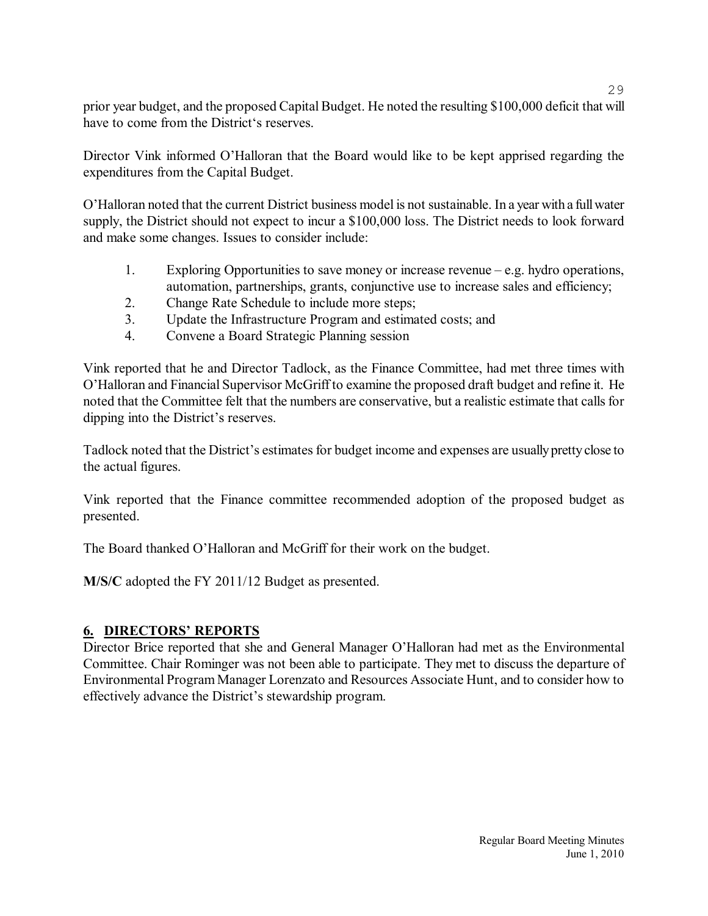prior year budget, and the proposed Capital Budget. He noted the resulting $100,000 deficit that will have to come from the District's reserves.

Director Vink informed O'Halloran that the Board would like to be kept apprised regarding the expenditures from the Capital Budget.

O'Halloran noted that the current District business model is not sustainable. In a year with a full water supply, the District should not expect to incur a $100,000 loss. The District needs to look forward and make some changes. Issues to consider include:

1. Exploring Opportunities to save money or increase revenue – e.g. hydro operations, automation, partnerships, grants, conjunctive use to increase sales and efficiency;
2. Change Rate Schedule to include more steps;
3. Update the Infrastructure Program and estimated costs; and
4. Convene a Board Strategic Planning session

Vink reported that he and Director Tadlock, as the Finance Committee, had met three times with O'Halloran and Financial Supervisor McGriff to examine the proposed draft budget and refine it. He noted that the Committee felt that the numbers are conservative, but a realistic estimate that calls for dipping into the District's reserves.

Tadlock noted that the District's estimates for budget income and expenses are usually pretty close to the actual figures.

Vink reported that the Finance committee recommended adoption of the proposed budget as presented.

The Board thanked O'Halloran and McGriff for their work on the budget.

**M/S/C** adopted the FY 2011/12 Budget as presented.

## 6. DIRECTORS' REPORTS

Director Brice reported that she and General Manager O'Halloran had met as the Environmental Committee. Chair Rominger was not been able to participate. They met to discuss the departure of Environmental Program Manager Lorenzato and Resources Associate Hunt, and to consider how to effectively advance the District's stewardship program.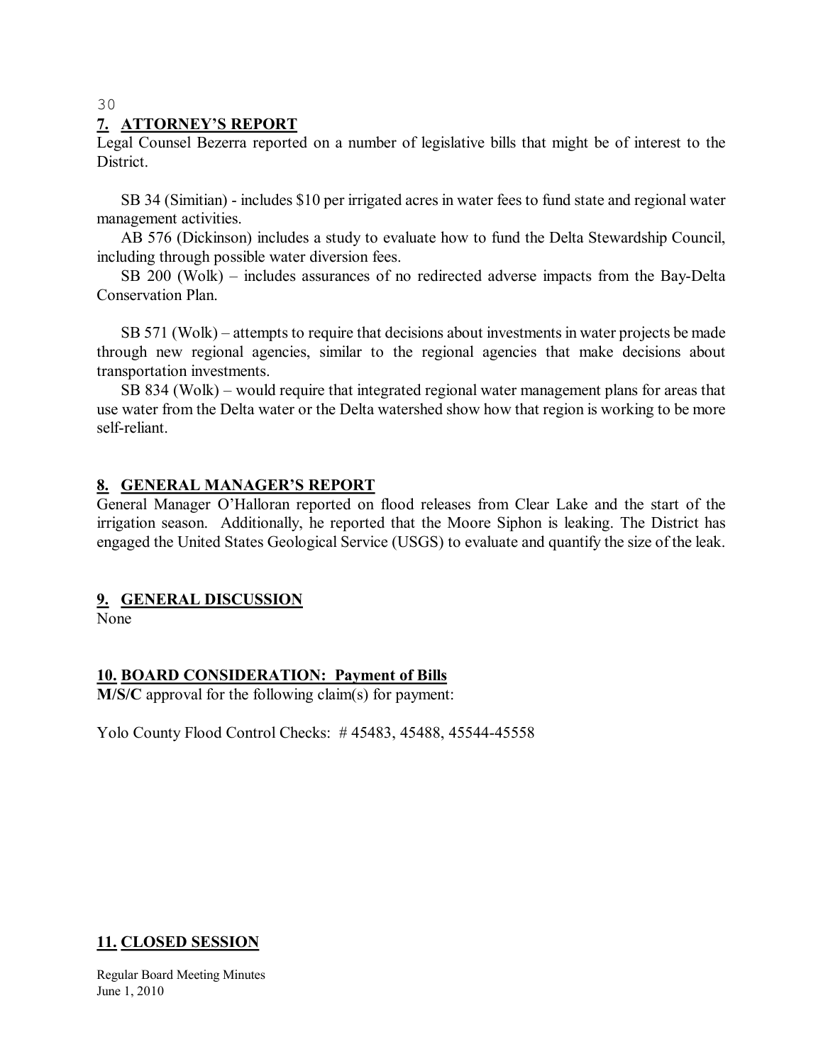## 7. ATTORNEY'S REPORT

Legal Counsel Bezerra reported on a number of legislative bills that might be of interest to the District.

SB 34 (Simitian) - includes $10 per irrigated acres in water fees to fund state and regional water management activities.

AB 576 (Dickinson) includes a study to evaluate how to fund the Delta Stewardship Council, including through possible water diversion fees.

SB 200 (Wolk) – includes assurances of no redirected adverse impacts from the Bay-Delta Conservation Plan.

SB 571 (Wolk) – attempts to require that decisions about investments in water projects be made through new regional agencies, similar to the regional agencies that make decisions about transportation investments.

SB 834 (Wolk) – would require that integrated regional water management plans for areas that use water from the Delta water or the Delta watershed show how that region is working to be more self-reliant.

## 8. GENERAL MANAGER'S REPORT

General Manager O'Halloran reported on flood releases from Clear Lake and the start of the irrigation season. Additionally, he reported that the Moore Siphon is leaking. The District has engaged the United States Geological Service (USGS) to evaluate and quantify the size of the leak.

## 9. GENERAL DISCUSSION

None

## 10. BOARD CONSIDERATION: Payment of Bills

**M/S/C** approval for the following claim(s) for payment:

Yolo County Flood Control Checks: # 45483, 45488, 45544-45558

## 11. CLOSED SESSION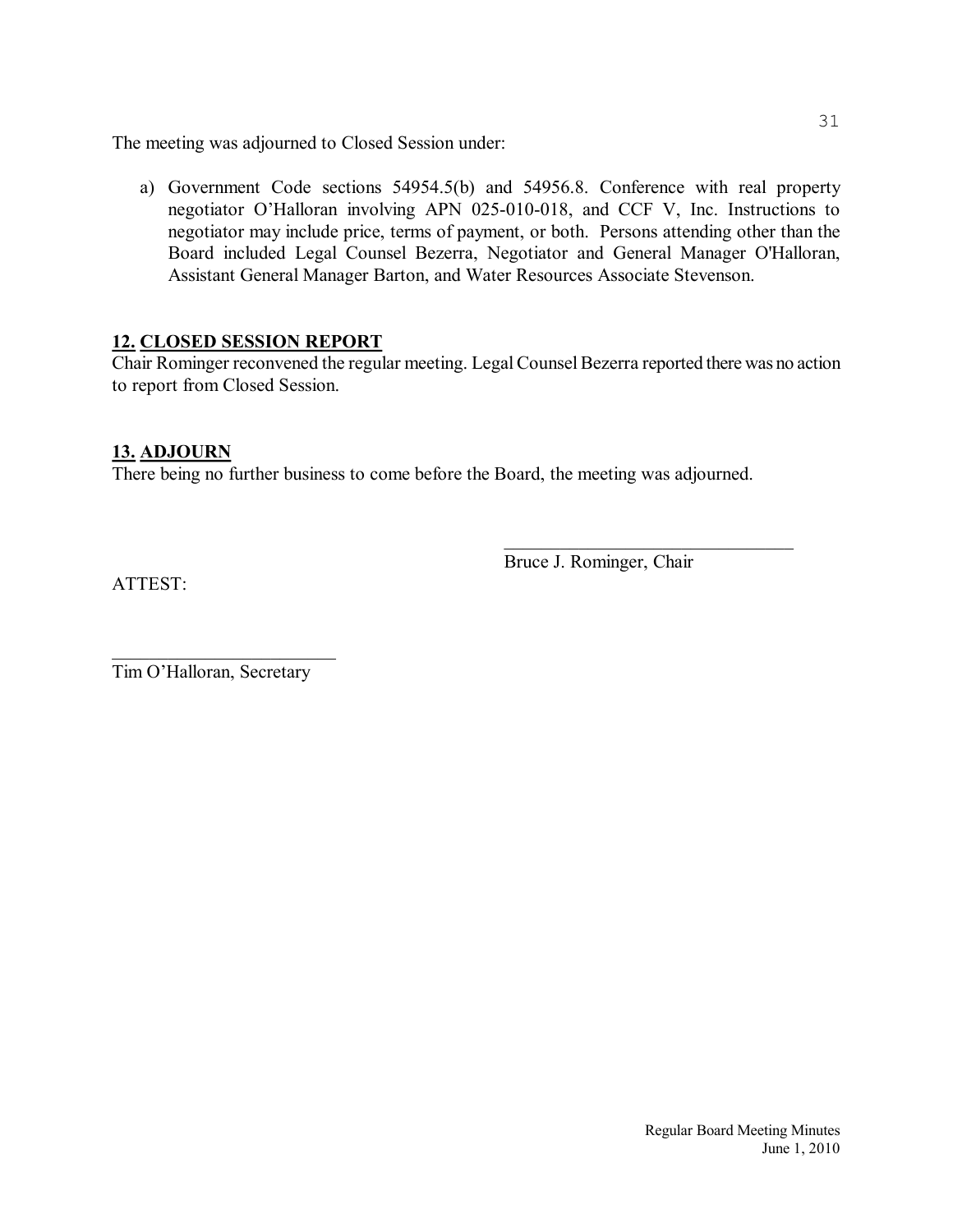The meeting was adjourned to Closed Session under:

a) Government Code sections 54954.5(b) and 54956.8. Conference with real property negotiator O'Halloran involving APN 025-010-018, and CCF V, Inc. Instructions to negotiator may include price, terms of payment, or both. Persons attending other than the Board included Legal Counsel Bezerra, Negotiator and General Manager O'Halloran, Assistant General Manager Barton, and Water Resources Associate Stevenson.

**12. CLOSED SESSION REPORT**

Chair Rominger reconvened the regular meeting. Legal Counsel Bezerra reported there was no action to report from Closed Session.

**13. ADJOURN**

There being no further business to come before the Board, the meeting was adjourned.

\_\_\_\_\_\_\_\_\_\_\_\_\_\_\_\_\_\_\_\_\_\_\_\_\_\_\_\_\_\_\_\_

Bruce J. Rominger, Chair

ATTEST:

\_\_\_\_\_\_\_\_\_\_\_\_\_\_\_\_\_\_\_\_\_\_\_\_\_\_

Tim O'Halloran, Secretary